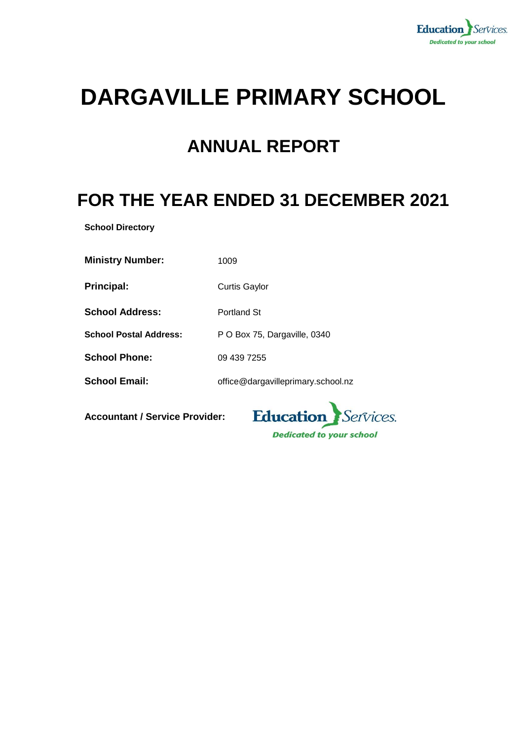# DARGAVILLE PRIMARY SCHOOL

## ANNUAL REPORT

## FOR THE YEAR ENDED 31 DECEMBER 2021

**School Directory**

| | |
|---|---|
| **Ministry Number:** | 1009 |
| **Principal:** | Curtis Gaylor |
| **School Address:** | Portland St |
| **School Postal Address:** | P O Box 75, Dargaville, 0340 |
| **School Phone:** | 09 439 7255 |
| **School Email:** | office@dargavilleprimary.school.nz |

**Accountant / Service Provider:** Education Services — Dedicated to your school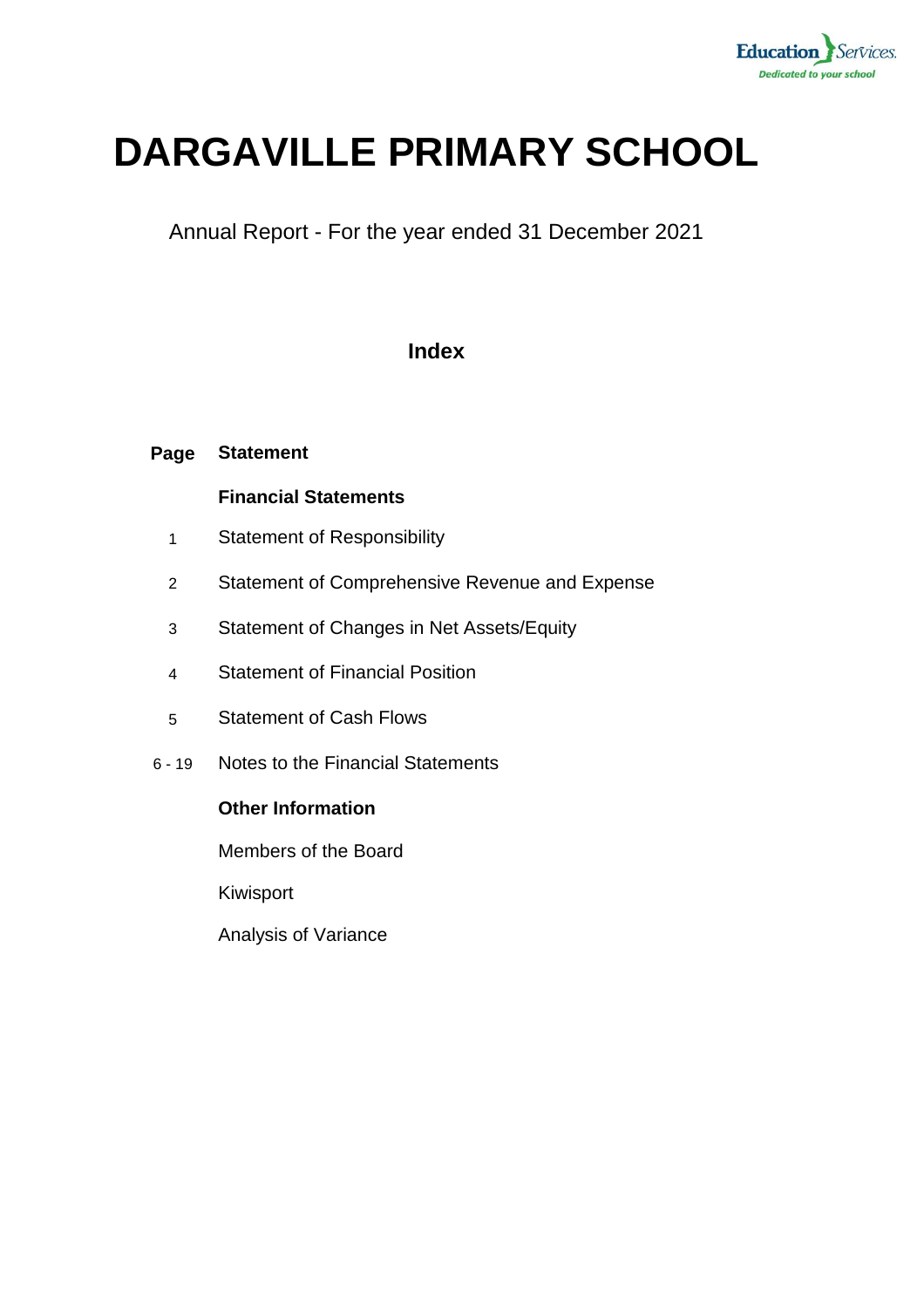# DARGAVILLE PRIMARY SCHOOL

Annual Report - For the year ended 31 December 2021

## Index

| Page | Statement |
|---|---|
| | **Financial Statements** |
| 1 | Statement of Responsibility |
| 2 | Statement of Comprehensive Revenue and Expense |
| 3 | Statement of Changes in Net Assets/Equity |
| 4 | Statement of Financial Position |
| 5 | Statement of Cash Flows |
| 6 - 19 | Notes to the Financial Statements |
| | **Other Information** |
| | Members of the Board |
| | Kiwisport |
| | Analysis of Variance |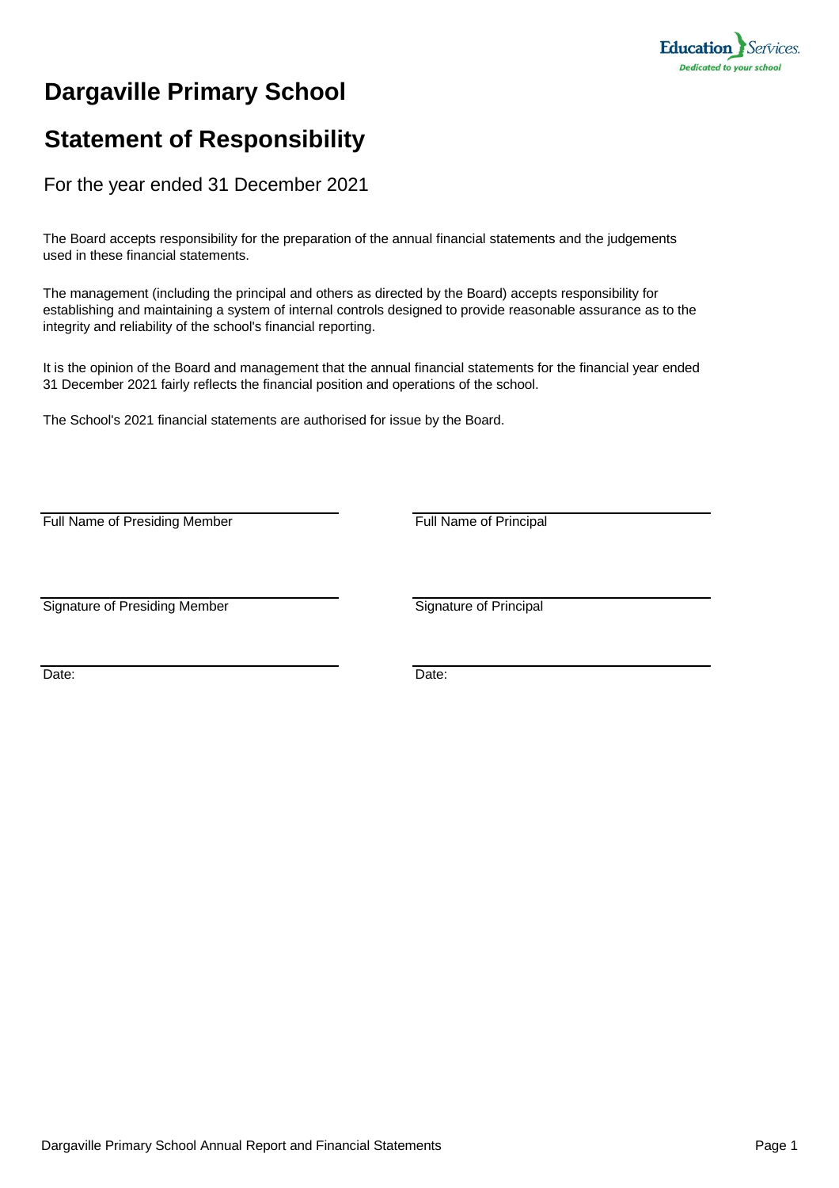# Dargaville Primary School

## Statement of Responsibility

For the year ended 31 December 2021

The Board accepts responsibility for the preparation of the annual financial statements and the judgements used in these financial statements.

The management (including the principal and others as directed by the Board) accepts responsibility for establishing and maintaining a system of internal controls designed to provide reasonable assurance as to the integrity and reliability of the school's financial reporting.

It is the opinion of the Board and management that the annual financial statements for the financial year ended 31 December 2021 fairly reflects the financial position and operations of the school.

The School's 2021 financial statements are authorised for issue by the Board.

| | |
|---|---|
| Full Name of Presiding Member | Full Name of Principal |
| Signature of Presiding Member | Signature of Principal |
| Date: | Date: |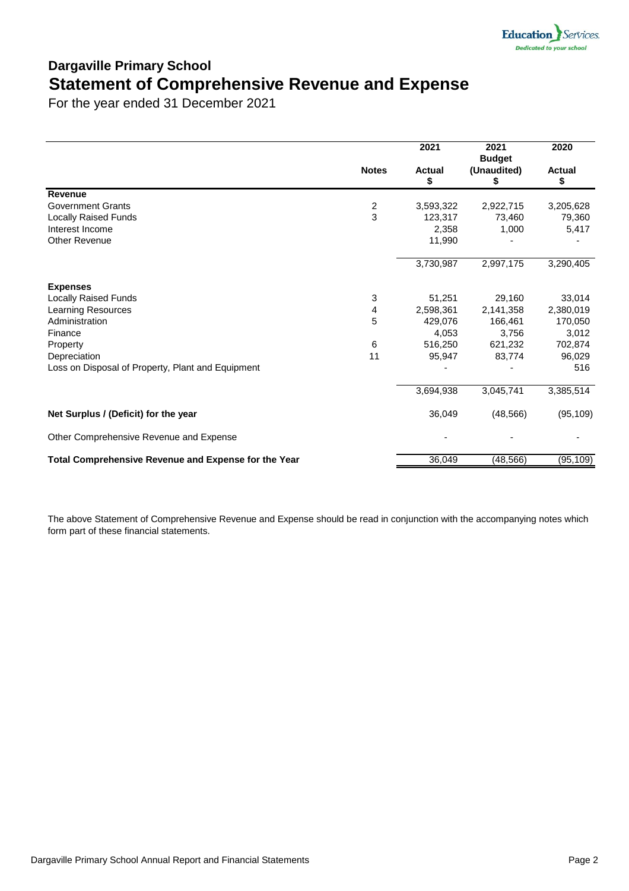## Dargaville Primary School

# Statement of Comprehensive Revenue and Expense

For the year ended 31 December 2021

| | Notes | 2021<br>Actual<br>$ | 2021<br>Budget<br>(Unaudited)<br>$ | 2020<br>Actual<br>$ |
|---|---|---|---|---|
| **Revenue** | | | | |
| Government Grants | 2 | 3,593,322 | 2,922,715 | 3,205,628 |
| Locally Raised Funds | 3 | 123,317 | 73,460 | 79,360 |
| Interest Income | | 2,358 | 1,000 | 5,417 |
| Other Revenue | | 11,990 | - | - |
| | | 3,730,987 | 2,997,175 | 3,290,405 |
| **Expenses** | | | | |
| Locally Raised Funds | 3 | 51,251 | 29,160 | 33,014 |
| Learning Resources | 4 | 2,598,361 | 2,141,358 | 2,380,019 |
| Administration | 5 | 429,076 | 166,461 | 170,050 |
| Finance | | 4,053 | 3,756 | 3,012 |
| Property | 6 | 516,250 | 621,232 | 702,874 |
| Depreciation | 11 | 95,947 | 83,774 | 96,029 |
| Loss on Disposal of Property, Plant and Equipment | | - | - | 516 |
| | | 3,694,938 | 3,045,741 | 3,385,514 |
| **Net Surplus / (Deficit) for the year** | | 36,049 | (48,566) | (95,109) |
| Other Comprehensive Revenue and Expense | | - | - | - |
| **Total Comprehensive Revenue and Expense for the Year** | | 36,049 | (48,566) | (95,109) |

The above Statement of Comprehensive Revenue and Expense should be read in conjunction with the accompanying notes which form part of these financial statements.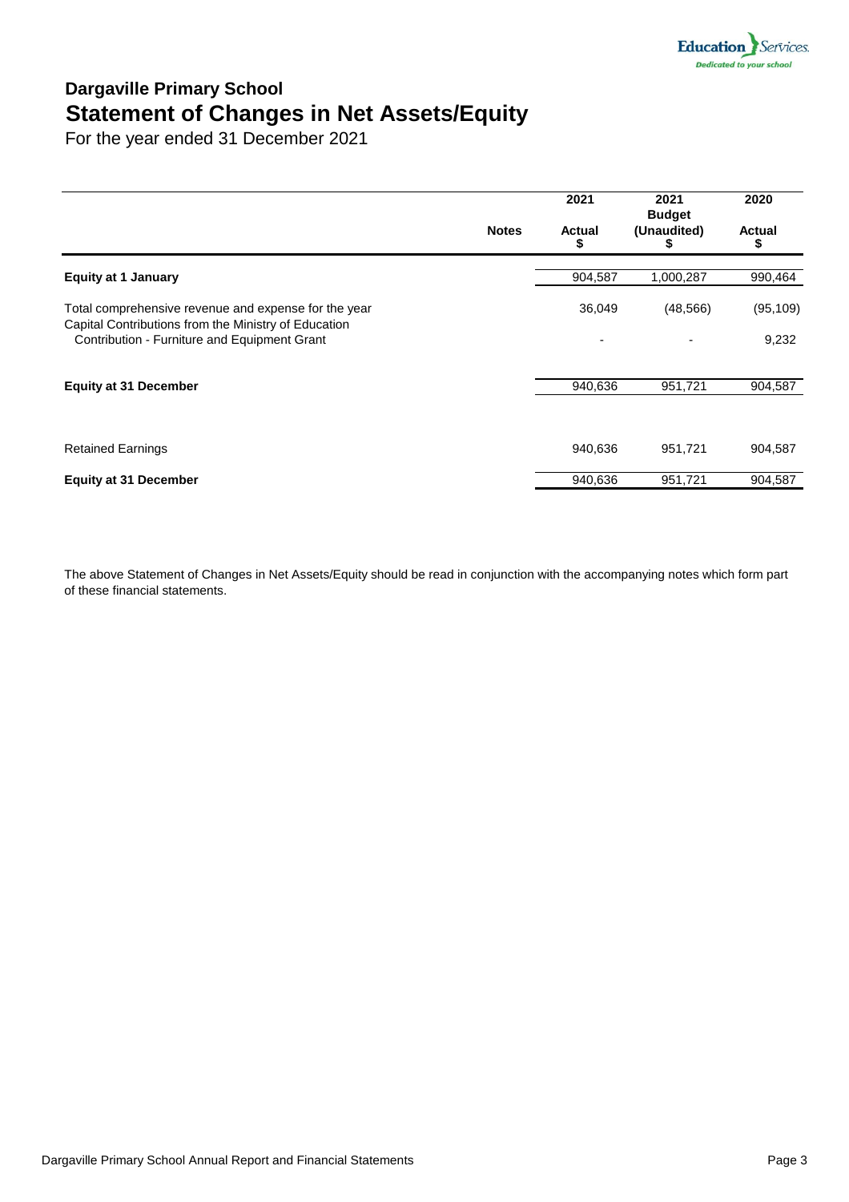# Dargaville Primary School

## Statement of Changes in Net Assets/Equity

For the year ended 31 December 2021

| | Notes | 2021<br>Actual<br>$ | 2021<br>Budget<br>(Unaudited)<br>$ | 2020<br>Actual<br>$ |
|---|---|---|---|---|
| **Equity at 1 January** | | 904,587 | 1,000,287 | 990,464 |
| Total comprehensive revenue and expense for the year | | 36,049 | (48,566) | (95,109) |
| Capital Contributions from the Ministry of Education<br>Contribution - Furniture and Equipment Grant | | - | - | 9,232 |
| **Equity at 31 December** | | 940,636 | 951,721 | 904,587 |
| Retained Earnings | | 940,636 | 951,721 | 904,587 |
| **Equity at 31 December** | | 940,636 | 951,721 | 904,587 |

The above Statement of Changes in Net Assets/Equity should be read in conjunction with the accompanying notes which form part of these financial statements.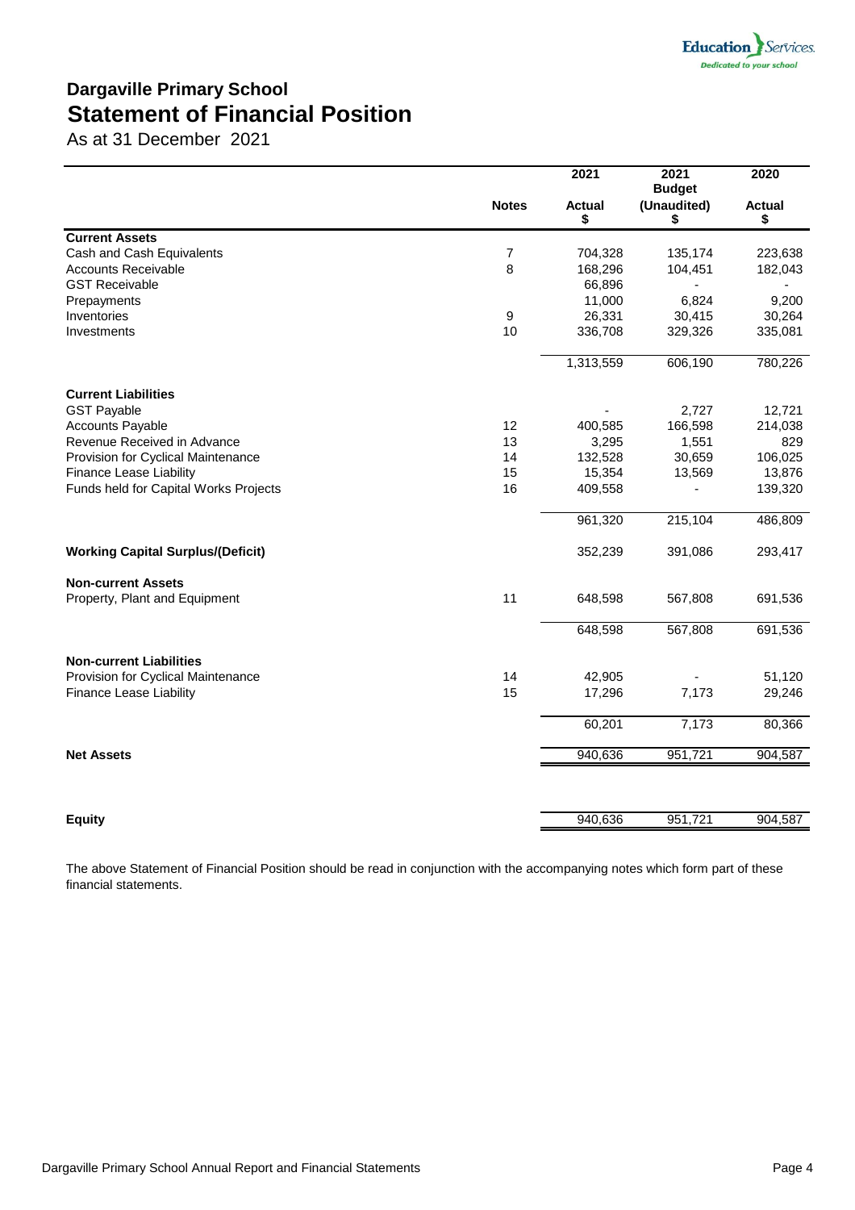# Dargaville Primary School

## Statement of Financial Position

As at 31 December 2021

| | Notes | 2021<br>Actual<br>$ | 2021<br>Budget<br>(Unaudited)<br>$ | 2020<br>Actual<br>$ |
|---|---|---|---|---|
| **Current Assets** | | | | |
| Cash and Cash Equivalents | 7 | 704,328 | 135,174 | 223,638 |
| Accounts Receivable | 8 | 168,296 | 104,451 | 182,043 |
| GST Receivable | | 66,896 | - | - |
| Prepayments | | 11,000 | 6,824 | 9,200 |
| Inventories | 9 | 26,331 | 30,415 | 30,264 |
| Investments | 10 | 336,708 | 329,326 | 335,081 |
| | | 1,313,559 | 606,190 | 780,226 |
| **Current Liabilities** | | | | |
| GST Payable | | - | 2,727 | 12,721 |
| Accounts Payable | 12 | 400,585 | 166,598 | 214,038 |
| Revenue Received in Advance | 13 | 3,295 | 1,551 | 829 |
| Provision for Cyclical Maintenance | 14 | 132,528 | 30,659 | 106,025 |
| Finance Lease Liability | 15 | 15,354 | 13,569 | 13,876 |
| Funds held for Capital Works Projects | 16 | 409,558 | - | 139,320 |
| | | 961,320 | 215,104 | 486,809 |
| **Working Capital Surplus/(Deficit)** | | 352,239 | 391,086 | 293,417 |
| **Non-current Assets** | | | | |
| Property, Plant and Equipment | 11 | 648,598 | 567,808 | 691,536 |
| | | 648,598 | 567,808 | 691,536 |
| **Non-current Liabilities** | | | | |
| Provision for Cyclical Maintenance | 14 | 42,905 | - | 51,120 |
| Finance Lease Liability | 15 | 17,296 | 7,173 | 29,246 |
| | | 60,201 | 7,173 | 80,366 |
| **Net Assets** | | 940,636 | 951,721 | 904,587 |
| **Equity** | | 940,636 | 951,721 | 904,587 |

The above Statement of Financial Position should be read in conjunction with the accompanying notes which form part of these financial statements.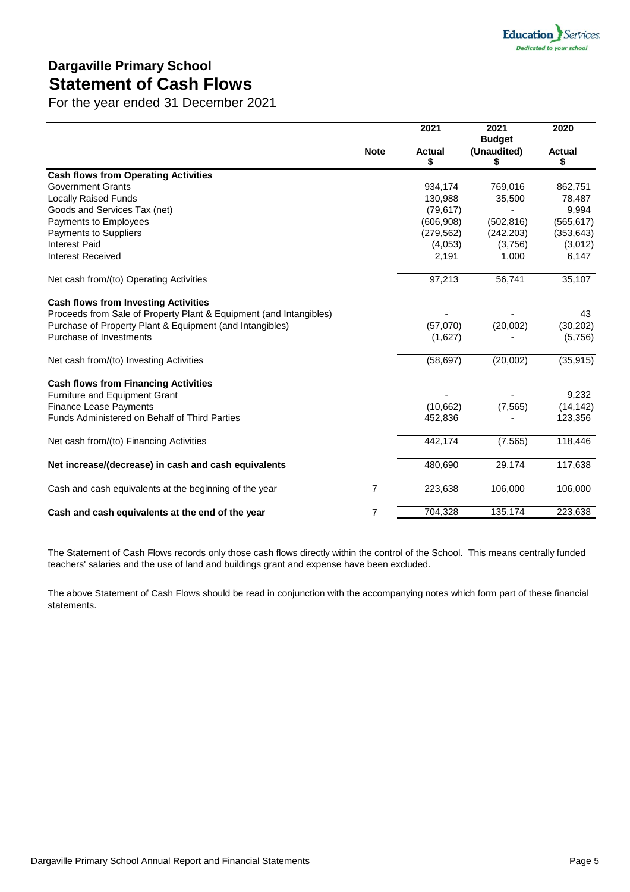# Dargaville Primary School

## Statement of Cash Flows

For the year ended 31 December 2021

| | Note | 2021 Actual $ | 2021 Budget (Unaudited) $ | 2020 Actual $ |
|---|---|---|---|---|
| **Cash flows from Operating Activities** | | | | |
| Government Grants | | 934,174 | 769,016 | 862,751 |
| Locally Raised Funds | | 130,988 | 35,500 | 78,487 |
| Goods and Services Tax (net) | | (79,617) | - | 9,994 |
| Payments to Employees | | (606,908) | (502,816) | (565,617) |
| Payments to Suppliers | | (279,562) | (242,203) | (353,643) |
| Interest Paid | | (4,053) | (3,756) | (3,012) |
| Interest Received | | 2,191 | 1,000 | 6,147 |
| Net cash from/(to) Operating Activities | | 97,213 | 56,741 | 35,107 |
| **Cash flows from Investing Activities** | | | | |
| Proceeds from Sale of Property Plant & Equipment (and Intangibles) | | - | - | 43 |
| Purchase of Property Plant & Equipment (and Intangibles) | | (57,070) | (20,002) | (30,202) |
| Purchase of Investments | | (1,627) | - | (5,756) |
| Net cash from/(to) Investing Activities | | (58,697) | (20,002) | (35,915) |
| **Cash flows from Financing Activities** | | | | |
| Furniture and Equipment Grant | | - | - | 9,232 |
| Finance Lease Payments | | (10,662) | (7,565) | (14,142) |
| Funds Administered on Behalf of Third Parties | | 452,836 | - | 123,356 |
| Net cash from/(to) Financing Activities | | 442,174 | (7,565) | 118,446 |
| **Net increase/(decrease) in cash and cash equivalents** | | 480,690 | 29,174 | 117,638 |
| Cash and cash equivalents at the beginning of the year | 7 | 223,638 | 106,000 | 106,000 |
| **Cash and cash equivalents at the end of the year** | 7 | 704,328 | 135,174 | 223,638 |

The Statement of Cash Flows records only those cash flows directly within the control of the School. This means centrally funded teachers' salaries and the use of land and buildings grant and expense have been excluded.

The above Statement of Cash Flows should be read in conjunction with the accompanying notes which form part of these financial statements.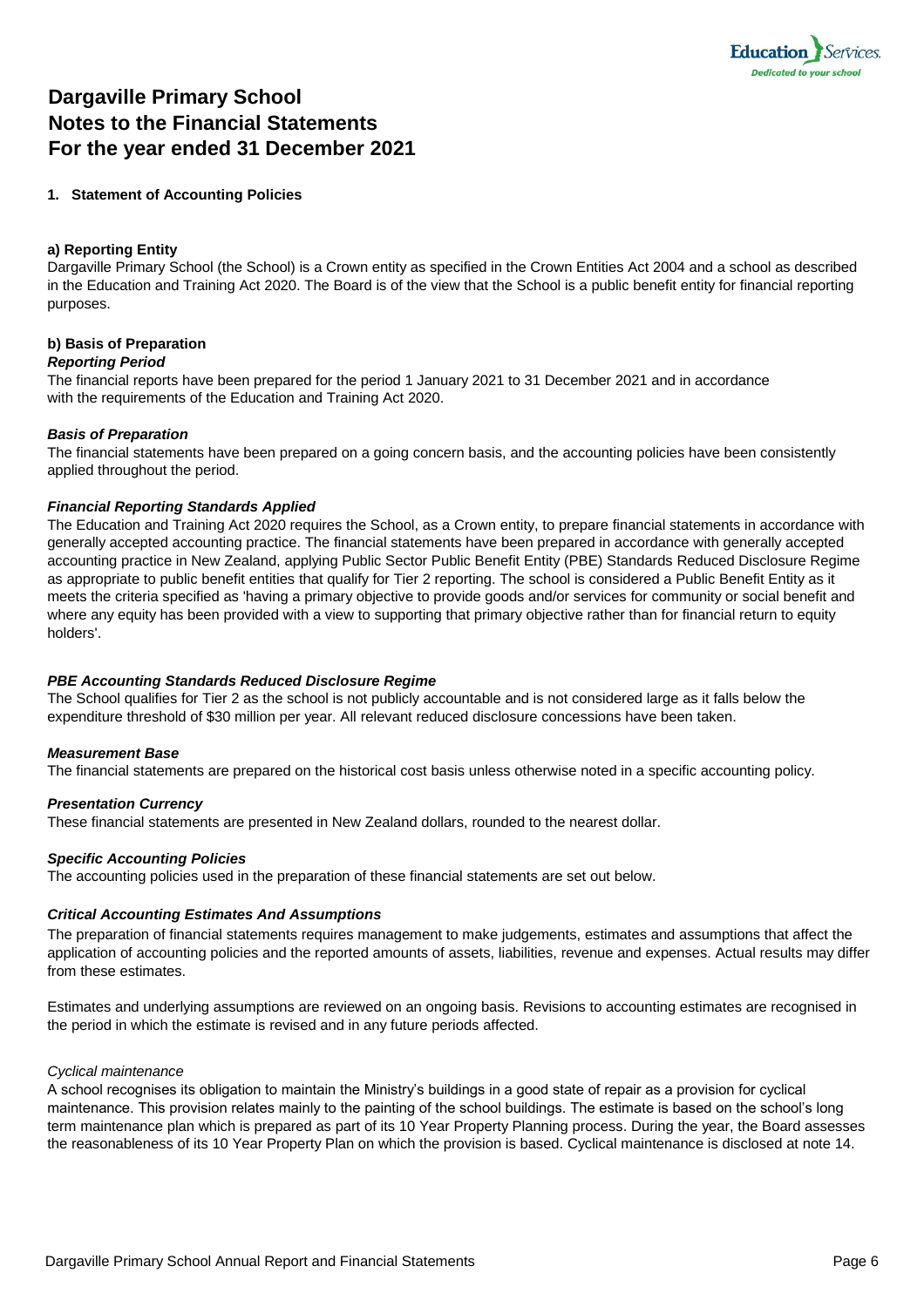# Dargaville Primary School
# Notes to the Financial Statements
# For the year ended 31 December 2021

## 1. Statement of Accounting Policies

### a) Reporting Entity

Dargaville Primary School (the School) is a Crown entity as specified in the Crown Entities Act 2004 and a school as described in the Education and Training Act 2020. The Board is of the view that the School is a public benefit entity for financial reporting purposes.

### b) Basis of Preparation

***Reporting Period***

The financial reports have been prepared for the period 1 January 2021 to 31 December 2021 and in accordance with the requirements of the Education and Training Act 2020.

***Basis of Preparation***

The financial statements have been prepared on a going concern basis, and the accounting policies have been consistently applied throughout the period.

***Financial Reporting Standards Applied***

The Education and Training Act 2020 requires the School, as a Crown entity, to prepare financial statements in accordance with generally accepted accounting practice. The financial statements have been prepared in accordance with generally accepted accounting practice in New Zealand, applying Public Sector Public Benefit Entity (PBE) Standards Reduced Disclosure Regime as appropriate to public benefit entities that qualify for Tier 2 reporting. The school is considered a Public Benefit Entity as it meets the criteria specified as 'having a primary objective to provide goods and/or services for community or social benefit and where any equity has been provided with a view to supporting that primary objective rather than for financial return to equity holders'.

***PBE Accounting Standards Reduced Disclosure Regime***

The School qualifies for Tier 2 as the school is not publicly accountable and is not considered large as it falls below the expenditure threshold of $30 million per year. All relevant reduced disclosure concessions have been taken.

***Measurement Base***

The financial statements are prepared on the historical cost basis unless otherwise noted in a specific accounting policy.

***Presentation Currency***

These financial statements are presented in New Zealand dollars, rounded to the nearest dollar.

***Specific Accounting Policies***

The accounting policies used in the preparation of these financial statements are set out below.

***Critical Accounting Estimates And Assumptions***

The preparation of financial statements requires management to make judgements, estimates and assumptions that affect the application of accounting policies and the reported amounts of assets, liabilities, revenue and expenses. Actual results may differ from these estimates.

Estimates and underlying assumptions are reviewed on an ongoing basis. Revisions to accounting estimates are recognised in the period in which the estimate is revised and in any future periods affected.

*Cyclical maintenance*

A school recognises its obligation to maintain the Ministry's buildings in a good state of repair as a provision for cyclical maintenance. This provision relates mainly to the painting of the school buildings. The estimate is based on the school's long term maintenance plan which is prepared as part of its 10 Year Property Planning process. During the year, the Board assesses the reasonableness of its 10 Year Property Plan on which the provision is based. Cyclical maintenance is disclosed at note 14.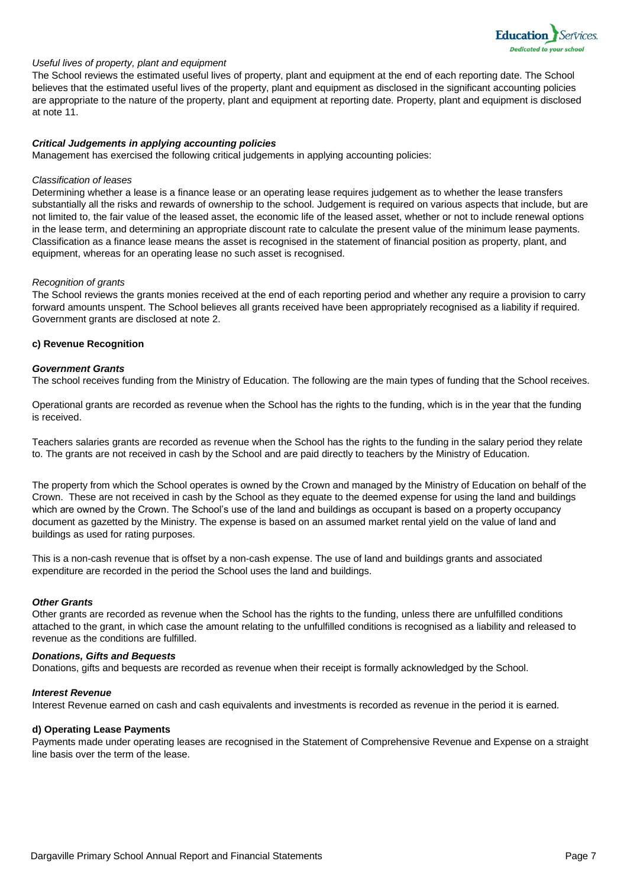*Useful lives of property, plant and equipment*

The School reviews the estimated useful lives of property, plant and equipment at the end of each reporting date. The School believes that the estimated useful lives of the property, plant and equipment as disclosed in the significant accounting policies are appropriate to the nature of the property, plant and equipment at reporting date. Property, plant and equipment is disclosed at note 11.

***Critical Judgements in applying accounting policies***

Management has exercised the following critical judgements in applying accounting policies:

*Classification of leases*

Determining whether a lease is a finance lease or an operating lease requires judgement as to whether the lease transfers substantially all the risks and rewards of ownership to the school. Judgement is required on various aspects that include, but are not limited to, the fair value of the leased asset, the economic life of the leased asset, whether or not to include renewal options in the lease term, and determining an appropriate discount rate to calculate the present value of the minimum lease payments. Classification as a finance lease means the asset is recognised in the statement of financial position as property, plant, and equipment, whereas for an operating lease no such asset is recognised.

*Recognition of grants*

The School reviews the grants monies received at the end of each reporting period and whether any require a provision to carry forward amounts unspent. The School believes all grants received have been appropriately recognised as a liability if required. Government grants are disclosed at note 2.

**c) Revenue Recognition**

***Government Grants***

The school receives funding from the Ministry of Education. The following are the main types of funding that the School receives.

Operational grants are recorded as revenue when the School has the rights to the funding, which is in the year that the funding is received.

Teachers salaries grants are recorded as revenue when the School has the rights to the funding in the salary period they relate to. The grants are not received in cash by the School and are paid directly to teachers by the Ministry of Education.

The property from which the School operates is owned by the Crown and managed by the Ministry of Education on behalf of the Crown. These are not received in cash by the School as they equate to the deemed expense for using the land and buildings which are owned by the Crown. The School's use of the land and buildings as occupant is based on a property occupancy document as gazetted by the Ministry. The expense is based on an assumed market rental yield on the value of land and buildings as used for rating purposes.

This is a non-cash revenue that is offset by a non-cash expense. The use of land and buildings grants and associated expenditure are recorded in the period the School uses the land and buildings.

***Other Grants***

Other grants are recorded as revenue when the School has the rights to the funding, unless there are unfulfilled conditions attached to the grant, in which case the amount relating to the unfulfilled conditions is recognised as a liability and released to revenue as the conditions are fulfilled.

***Donations, Gifts and Bequests***

Donations, gifts and bequests are recorded as revenue when their receipt is formally acknowledged by the School.

***Interest Revenue***

Interest Revenue earned on cash and cash equivalents and investments is recorded as revenue in the period it is earned.

**d) Operating Lease Payments**

Payments made under operating leases are recognised in the Statement of Comprehensive Revenue and Expense on a straight line basis over the term of the lease.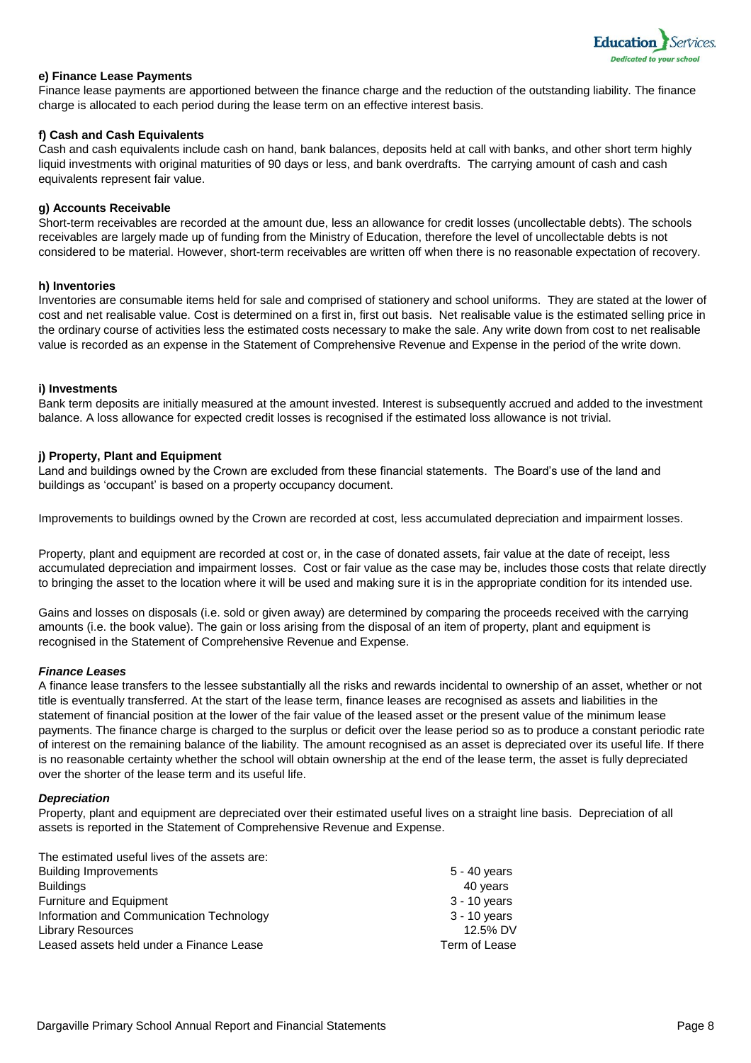**e) Finance Lease Payments**

Finance lease payments are apportioned between the finance charge and the reduction of the outstanding liability. The finance charge is allocated to each period during the lease term on an effective interest basis.

**f) Cash and Cash Equivalents**

Cash and cash equivalents include cash on hand, bank balances, deposits held at call with banks, and other short term highly liquid investments with original maturities of 90 days or less, and bank overdrafts. The carrying amount of cash and cash equivalents represent fair value.

**g) Accounts Receivable**

Short-term receivables are recorded at the amount due, less an allowance for credit losses (uncollectable debts). The schools receivables are largely made up of funding from the Ministry of Education, therefore the level of uncollectable debts is not considered to be material. However, short-term receivables are written off when there is no reasonable expectation of recovery.

**h) Inventories**

Inventories are consumable items held for sale and comprised of stationery and school uniforms. They are stated at the lower of cost and net realisable value. Cost is determined on a first in, first out basis. Net realisable value is the estimated selling price in the ordinary course of activities less the estimated costs necessary to make the sale. Any write down from cost to net realisable value is recorded as an expense in the Statement of Comprehensive Revenue and Expense in the period of the write down.

**i) Investments**

Bank term deposits are initially measured at the amount invested. Interest is subsequently accrued and added to the investment balance. A loss allowance for expected credit losses is recognised if the estimated loss allowance is not trivial.

**j) Property, Plant and Equipment**

Land and buildings owned by the Crown are excluded from these financial statements. The Board's use of the land and buildings as 'occupant' is based on a property occupancy document.

Improvements to buildings owned by the Crown are recorded at cost, less accumulated depreciation and impairment losses.

Property, plant and equipment are recorded at cost or, in the case of donated assets, fair value at the date of receipt, less accumulated depreciation and impairment losses. Cost or fair value as the case may be, includes those costs that relate directly to bringing the asset to the location where it will be used and making sure it is in the appropriate condition for its intended use.

Gains and losses on disposals (i.e. sold or given away) are determined by comparing the proceeds received with the carrying amounts (i.e. the book value). The gain or loss arising from the disposal of an item of property, plant and equipment is recognised in the Statement of Comprehensive Revenue and Expense.

***Finance Leases***

A finance lease transfers to the lessee substantially all the risks and rewards incidental to ownership of an asset, whether or not title is eventually transferred. At the start of the lease term, finance leases are recognised as assets and liabilities in the statement of financial position at the lower of the fair value of the leased asset or the present value of the minimum lease payments. The finance charge is charged to the surplus or deficit over the lease period so as to produce a constant periodic rate of interest on the remaining balance of the liability. The amount recognised as an asset is depreciated over its useful life. If there is no reasonable certainty whether the school will obtain ownership at the end of the lease term, the asset is fully depreciated over the shorter of the lease term and its useful life.

***Depreciation***

Property, plant and equipment are depreciated over their estimated useful lives on a straight line basis. Depreciation of all assets is reported in the Statement of Comprehensive Revenue and Expense.

The estimated useful lives of the assets are:

| | |
|---|---|
| Building Improvements | 5 - 40 years |
| Buildings | 40 years |
| Furniture and Equipment | 3 - 10 years |
| Information and Communication Technology | 3 - 10 years |
| Library Resources | 12.5% DV |
| Leased assets held under a Finance Lease | Term of Lease |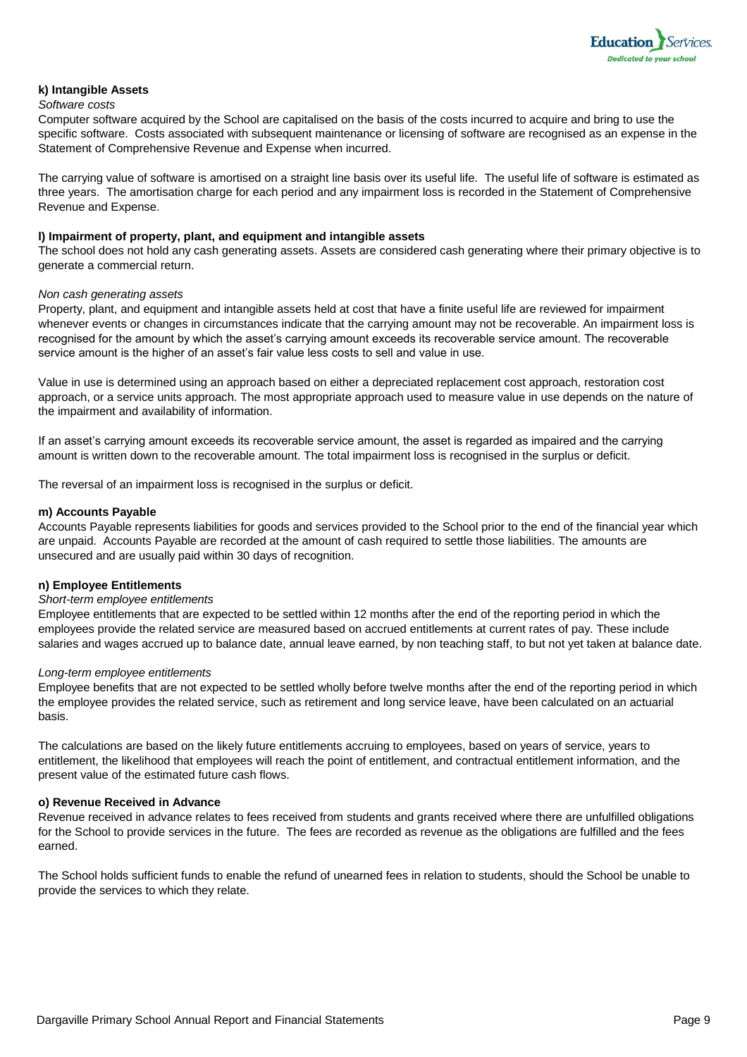**k) Intangible Assets**

*Software costs*

Computer software acquired by the School are capitalised on the basis of the costs incurred to acquire and bring to use the specific software. Costs associated with subsequent maintenance or licensing of software are recognised as an expense in the Statement of Comprehensive Revenue and Expense when incurred.

The carrying value of software is amortised on a straight line basis over its useful life. The useful life of software is estimated as three years. The amortisation charge for each period and any impairment loss is recorded in the Statement of Comprehensive Revenue and Expense.

**l) Impairment of property, plant, and equipment and intangible assets**

The school does not hold any cash generating assets. Assets are considered cash generating where their primary objective is to generate a commercial return.

*Non cash generating assets*

Property, plant, and equipment and intangible assets held at cost that have a finite useful life are reviewed for impairment whenever events or changes in circumstances indicate that the carrying amount may not be recoverable. An impairment loss is recognised for the amount by which the asset's carrying amount exceeds its recoverable service amount. The recoverable service amount is the higher of an asset's fair value less costs to sell and value in use.

Value in use is determined using an approach based on either a depreciated replacement cost approach, restoration cost approach, or a service units approach. The most appropriate approach used to measure value in use depends on the nature of the impairment and availability of information.

If an asset's carrying amount exceeds its recoverable service amount, the asset is regarded as impaired and the carrying amount is written down to the recoverable amount. The total impairment loss is recognised in the surplus or deficit.

The reversal of an impairment loss is recognised in the surplus or deficit.

**m) Accounts Payable**

Accounts Payable represents liabilities for goods and services provided to the School prior to the end of the financial year which are unpaid. Accounts Payable are recorded at the amount of cash required to settle those liabilities. The amounts are unsecured and are usually paid within 30 days of recognition.

**n) Employee Entitlements**

*Short-term employee entitlements*

Employee entitlements that are expected to be settled within 12 months after the end of the reporting period in which the employees provide the related service are measured based on accrued entitlements at current rates of pay. These include salaries and wages accrued up to balance date, annual leave earned, by non teaching staff, to but not yet taken at balance date.

*Long-term employee entitlements*

Employee benefits that are not expected to be settled wholly before twelve months after the end of the reporting period in which the employee provides the related service, such as retirement and long service leave, have been calculated on an actuarial basis.

The calculations are based on the likely future entitlements accruing to employees, based on years of service, years to entitlement, the likelihood that employees will reach the point of entitlement, and contractual entitlement information, and the present value of the estimated future cash flows.

**o) Revenue Received in Advance**

Revenue received in advance relates to fees received from students and grants received where there are unfulfilled obligations for the School to provide services in the future. The fees are recorded as revenue as the obligations are fulfilled and the fees earned.

The School holds sufficient funds to enable the refund of unearned fees in relation to students, should the School be unable to provide the services to which they relate.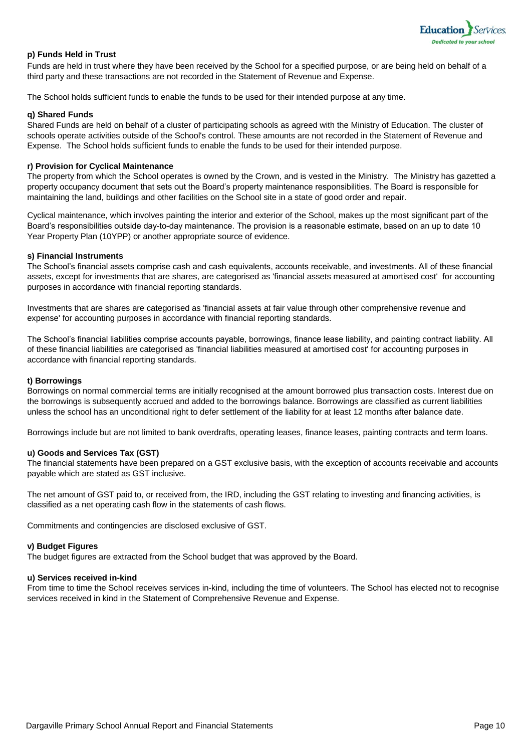**p) Funds Held in Trust**

Funds are held in trust where they have been received by the School for a specified purpose, or are being held on behalf of a third party and these transactions are not recorded in the Statement of Revenue and Expense.

The School holds sufficient funds to enable the funds to be used for their intended purpose at any time.

**q) Shared Funds**

Shared Funds are held on behalf of a cluster of participating schools as agreed with the Ministry of Education. The cluster of schools operate activities outside of the School's control. These amounts are not recorded in the Statement of Revenue and Expense. The School holds sufficient funds to enable the funds to be used for their intended purpose.

**r) Provision for Cyclical Maintenance**

The property from which the School operates is owned by the Crown, and is vested in the Ministry. The Ministry has gazetted a property occupancy document that sets out the Board's property maintenance responsibilities. The Board is responsible for maintaining the land, buildings and other facilities on the School site in a state of good order and repair.

Cyclical maintenance, which involves painting the interior and exterior of the School, makes up the most significant part of the Board's responsibilities outside day-to-day maintenance. The provision is a reasonable estimate, based on an up to date 10 Year Property Plan (10YPP) or another appropriate source of evidence.

**s) Financial Instruments**

The School's financial assets comprise cash and cash equivalents, accounts receivable, and investments. All of these financial assets, except for investments that are shares, are categorised as 'financial assets measured at amortised cost' for accounting purposes in accordance with financial reporting standards.

Investments that are shares are categorised as 'financial assets at fair value through other comprehensive revenue and expense' for accounting purposes in accordance with financial reporting standards.

The School's financial liabilities comprise accounts payable, borrowings, finance lease liability, and painting contract liability. All of these financial liabilities are categorised as 'financial liabilities measured at amortised cost' for accounting purposes in accordance with financial reporting standards.

**t) Borrowings**

Borrowings on normal commercial terms are initially recognised at the amount borrowed plus transaction costs. Interest due on the borrowings is subsequently accrued and added to the borrowings balance. Borrowings are classified as current liabilities unless the school has an unconditional right to defer settlement of the liability for at least 12 months after balance date.

Borrowings include but are not limited to bank overdrafts, operating leases, finance leases, painting contracts and term loans.

**u) Goods and Services Tax (GST)**

The financial statements have been prepared on a GST exclusive basis, with the exception of accounts receivable and accounts payable which are stated as GST inclusive.

The net amount of GST paid to, or received from, the IRD, including the GST relating to investing and financing activities, is classified as a net operating cash flow in the statements of cash flows.

Commitments and contingencies are disclosed exclusive of GST.

**v) Budget Figures**

The budget figures are extracted from the School budget that was approved by the Board.

**u) Services received in-kind**

From time to time the School receives services in-kind, including the time of volunteers. The School has elected not to recognise services received in kind in the Statement of Comprehensive Revenue and Expense.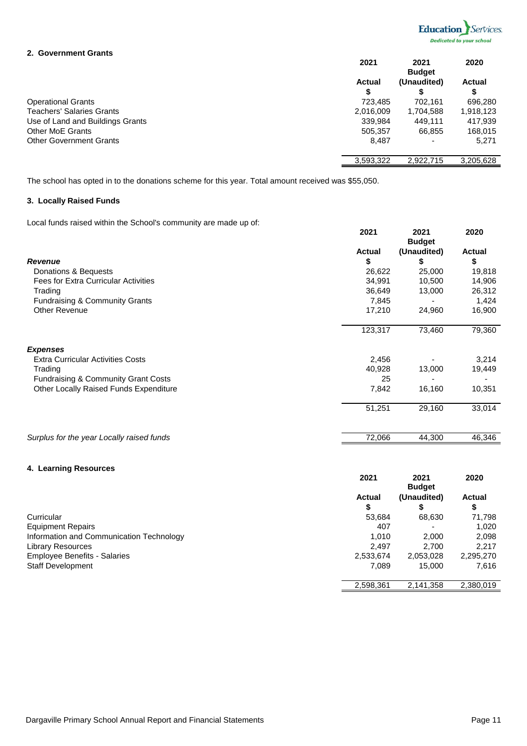## 2. Government Grants

| | 2021 Actual $ | 2021 Budget (Unaudited) $ | 2020 Actual $ |
|---|---|---|---|
| Operational Grants | 723,485 | 702,161 | 696,280 |
| Teachers' Salaries Grants | 2,016,009 | 1,704,588 | 1,918,123 |
| Use of Land and Buildings Grants | 339,984 | 449,111 | 417,939 |
| Other MoE Grants | 505,357 | 66,855 | 168,015 |
| Other Government Grants | 8,487 | - | 5,271 |
| | 3,593,322 | 2,922,715 | 3,205,628 |

The school has opted in to the donations scheme for this year. Total amount received was $55,050.

## 3. Locally Raised Funds

Local funds raised within the School's community are made up of:

| | 2021 Actual $ | 2021 Budget (Unaudited) $ | 2020 Actual $ |
|---|---|---|---|
| ***Revenue*** | | | |
| Donations & Bequests | 26,622 | 25,000 | 19,818 |
| Fees for Extra Curricular Activities | 34,991 | 10,500 | 14,906 |
| Trading | 36,649 | 13,000 | 26,312 |
| Fundraising & Community Grants | 7,845 | - | 1,424 |
| Other Revenue | 17,210 | 24,960 | 16,900 |
| | 123,317 | 73,460 | 79,360 |
| ***Expenses*** | | | |
| Extra Curricular Activities Costs | 2,456 | - | 3,214 |
| Trading | 40,928 | 13,000 | 19,449 |
| Fundraising & Community Grant Costs | 25 | - | - |
| Other Locally Raised Funds Expenditure | 7,842 | 16,160 | 10,351 |
| | 51,251 | 29,160 | 33,014 |
| *Surplus for the year Locally raised funds* | 72,066 | 44,300 | 46,346 |

## 4. Learning Resources

| | 2021 Actual $ | 2021 Budget (Unaudited) $ | 2020 Actual $ |
|---|---|---|---|
| Curricular | 53,684 | 68,630 | 71,798 |
| Equipment Repairs | 407 | - | 1,020 |
| Information and Communication Technology | 1,010 | 2,000 | 2,098 |
| Library Resources | 2,497 | 2,700 | 2,217 |
| Employee Benefits - Salaries | 2,533,674 | 2,053,028 | 2,295,270 |
| Staff Development | 7,089 | 15,000 | 7,616 |
| | 2,598,361 | 2,141,358 | 2,380,019 |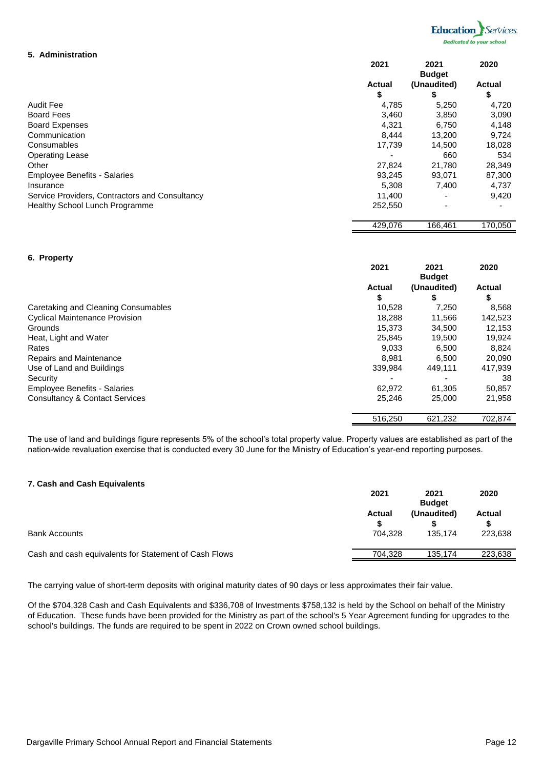## 5. Administration

| | 2021 Actual $ | 2021 Budget (Unaudited) $ | 2020 Actual $ |
|---|---|---|---|
| Audit Fee | 4,785 | 5,250 | 4,720 |
| Board Fees | 3,460 | 3,850 | 3,090 |
| Board Expenses | 4,321 | 6,750 | 4,148 |
| Communication | 8,444 | 13,200 | 9,724 |
| Consumables | 17,739 | 14,500 | 18,028 |
| Operating Lease | - | 660 | 534 |
| Other | 27,824 | 21,780 | 28,349 |
| Employee Benefits - Salaries | 93,245 | 93,071 | 87,300 |
| Insurance | 5,308 | 7,400 | 4,737 |
| Service Providers, Contractors and Consultancy | 11,400 | - | 9,420 |
| Healthy School Lunch Programme | 252,550 | - | - |
| | 429,076 | 166,461 | 170,050 |

## 6. Property

| | 2021 Actual $ | 2021 Budget (Unaudited) $ | 2020 Actual $ |
|---|---|---|---|
| Caretaking and Cleaning Consumables | 10,528 | 7,250 | 8,568 |
| Cyclical Maintenance Provision | 18,288 | 11,566 | 142,523 |
| Grounds | 15,373 | 34,500 | 12,153 |
| Heat, Light and Water | 25,845 | 19,500 | 19,924 |
| Rates | 9,033 | 6,500 | 8,824 |
| Repairs and Maintenance | 8,981 | 6,500 | 20,090 |
| Use of Land and Buildings | 339,984 | 449,111 | 417,939 |
| Security | - | - | 38 |
| Employee Benefits - Salaries | 62,972 | 61,305 | 50,857 |
| Consultancy & Contact Services | 25,246 | 25,000 | 21,958 |
| | 516,250 | 621,232 | 702,874 |

The use of land and buildings figure represents 5% of the school's total property value. Property values are established as part of the nation-wide revaluation exercise that is conducted every 30 June for the Ministry of Education's year-end reporting purposes.

## 7. Cash and Cash Equivalents

| | 2021 Actual $ | 2021 Budget (Unaudited) $ | 2020 Actual $ |
|---|---|---|---|
| Bank Accounts | 704,328 | 135,174 | 223,638 |
| Cash and cash equivalents for Statement of Cash Flows | 704,328 | 135,174 | 223,638 |

The carrying value of short-term deposits with original maturity dates of 90 days or less approximates their fair value.

Of the $704,328 Cash and Cash Equivalents and $336,708 of Investments $758,132 is held by the School on behalf of the Ministry of Education. These funds have been provided for the Ministry as part of the school's 5 Year Agreement funding for upgrades to the school's buildings. The funds are required to be spent in 2022 on Crown owned school buildings.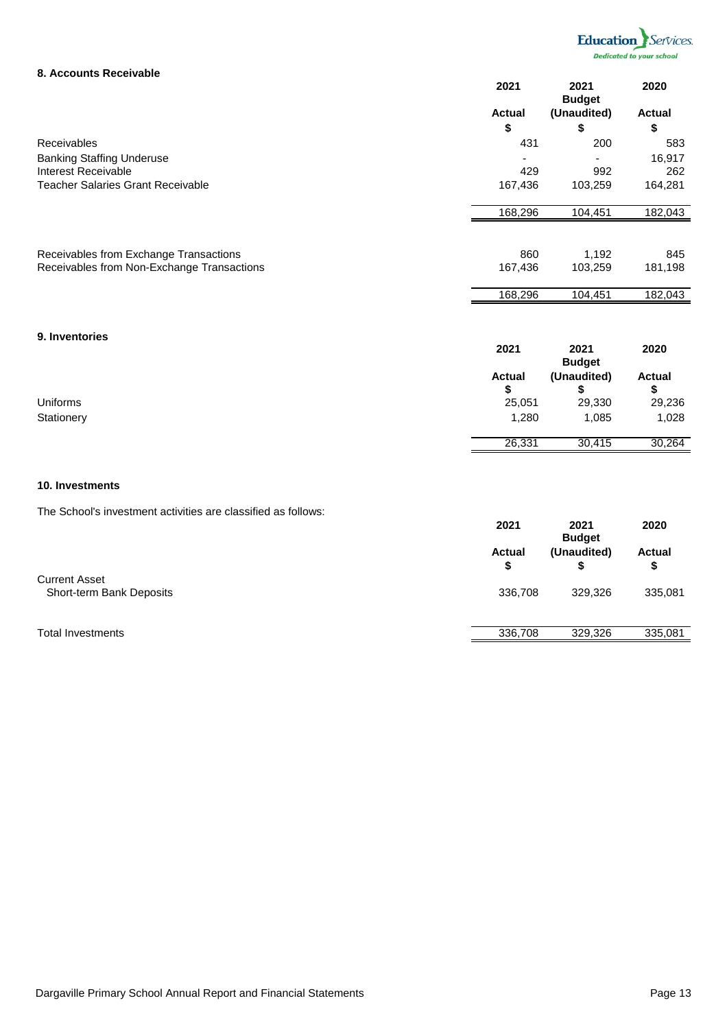## 8. Accounts Receivable

| | 2021 Actual $ | 2021 Budget (Unaudited) $ | 2020 Actual $ |
|---|---|---|---|
| Receivables | 431 | 200 | 583 |
| Banking Staffing Underuse | - | - | 16,917 |
| Interest Receivable | 429 | 992 | 262 |
| Teacher Salaries Grant Receivable | 167,436 | 103,259 | 164,281 |
| | 168,296 | 104,451 | 182,043 |
| | | | |
| Receivables from Exchange Transactions | 860 | 1,192 | 845 |
| Receivables from Non-Exchange Transactions | 167,436 | 103,259 | 181,198 |
| | 168,296 | 104,451 | 182,043 |

## 9. Inventories

| | 2021 Actual $ | 2021 Budget (Unaudited) $ | 2020 Actual $ |
|---|---|---|---|
| Uniforms | 25,051 | 29,330 | 29,236 |
| Stationery | 1,280 | 1,085 | 1,028 |
| | 26,331 | 30,415 | 30,264 |

## 10. Investments

The School's investment activities are classified as follows:

| | 2021 Actual $ | 2021 Budget (Unaudited) $ | 2020 Actual $ |
|---|---|---|---|
| Current Asset | | | |
| Short-term Bank Deposits | 336,708 | 329,326 | 335,081 |
| | | | |
| Total Investments | 336,708 | 329,326 | 335,081 |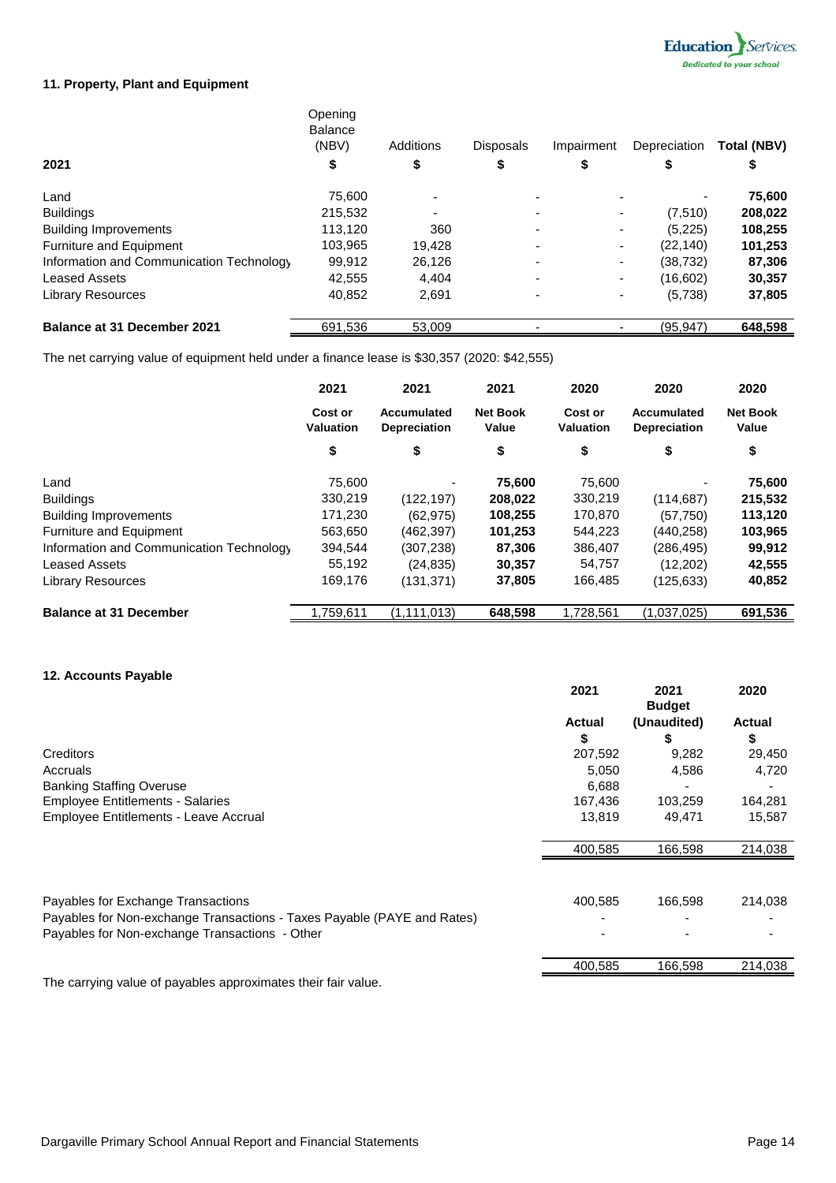### 11. Property, Plant and Equipment

| 2021 | Opening Balance (NBV) $ | Additions $ | Disposals $ | Impairment $ | Depreciation $ | Total (NBV) $ |
|---|---|---|---|---|---|---|
| Land | 75,600 | - | - | - | - | **75,600** |
| Buildings | 215,532 | - | - | - | (7,510) | **208,022** |
| Building Improvements | 113,120 | 360 | - | - | (5,225) | **108,255** |
| Furniture and Equipment | 103,965 | 19,428 | - | - | (22,140) | **101,253** |
| Information and Communication Technology | 99,912 | 26,126 | - | - | (38,732) | **87,306** |
| Leased Assets | 42,555 | 4,404 | - | - | (16,602) | **30,357** |
| Library Resources | 40,852 | 2,691 | - | - | (5,738) | **37,805** |
| **Balance at 31 December 2021** | 691,536 | 53,009 | - | - | (95,947) | **648,598** |

The net carrying value of equipment held under a finance lease is $30,357 (2020: $42,555)

| | 2021 | 2021 | 2021 | 2020 | 2020 | 2020 |
|---|---|---|---|---|---|---|
| | Cost or Valuation | Accumulated Depreciation | Net Book Value | Cost or Valuation | Accumulated Depreciation | Net Book Value |
| | $ | $ | $ | $ | $ | $ |
| Land | 75,600 | - | **75,600** | 75,600 | - | **75,600** |
| Buildings | 330,219 | (122,197) | **208,022** | 330,219 | (114,687) | **215,532** |
| Building Improvements | 171,230 | (62,975) | **108,255** | 170,870 | (57,750) | **113,120** |
| Furniture and Equipment | 563,650 | (462,397) | **101,253** | 544,223 | (440,258) | **103,965** |
| Information and Communication Technology | 394,544 | (307,238) | **87,306** | 386,407 | (286,495) | **99,912** |
| Leased Assets | 55,192 | (24,835) | **30,357** | 54,757 | (12,202) | **42,555** |
| Library Resources | 169,176 | (131,371) | **37,805** | 166,485 | (125,633) | **40,852** |
| **Balance at 31 December** | 1,759,611 | (1,111,013) | **648,598** | 1,728,561 | (1,037,025) | **691,536** |

### 12. Accounts Payable

| | 2021 Actual $ | 2021 Budget (Unaudited) $ | 2020 Actual $ |
|---|---|---|---|
| Creditors | 207,592 | 9,282 | 29,450 |
| Accruals | 5,050 | 4,586 | 4,720 |
| Banking Staffing Overuse | 6,688 | - | - |
| Employee Entitlements - Salaries | 167,436 | 103,259 | 164,281 |
| Employee Entitlements - Leave Accrual | 13,819 | 49,471 | 15,587 |
| | 400,585 | 166,598 | 214,038 |
| | | | |
| Payables for Exchange Transactions | 400,585 | 166,598 | 214,038 |
| Payables for Non-exchange Transactions - Taxes Payable (PAYE and Rates) | - | - | - |
| Payables for Non-exchange Transactions - Other | - | - | - |
| | 400,585 | 166,598 | 214,038 |

The carrying value of payables approximates their fair value.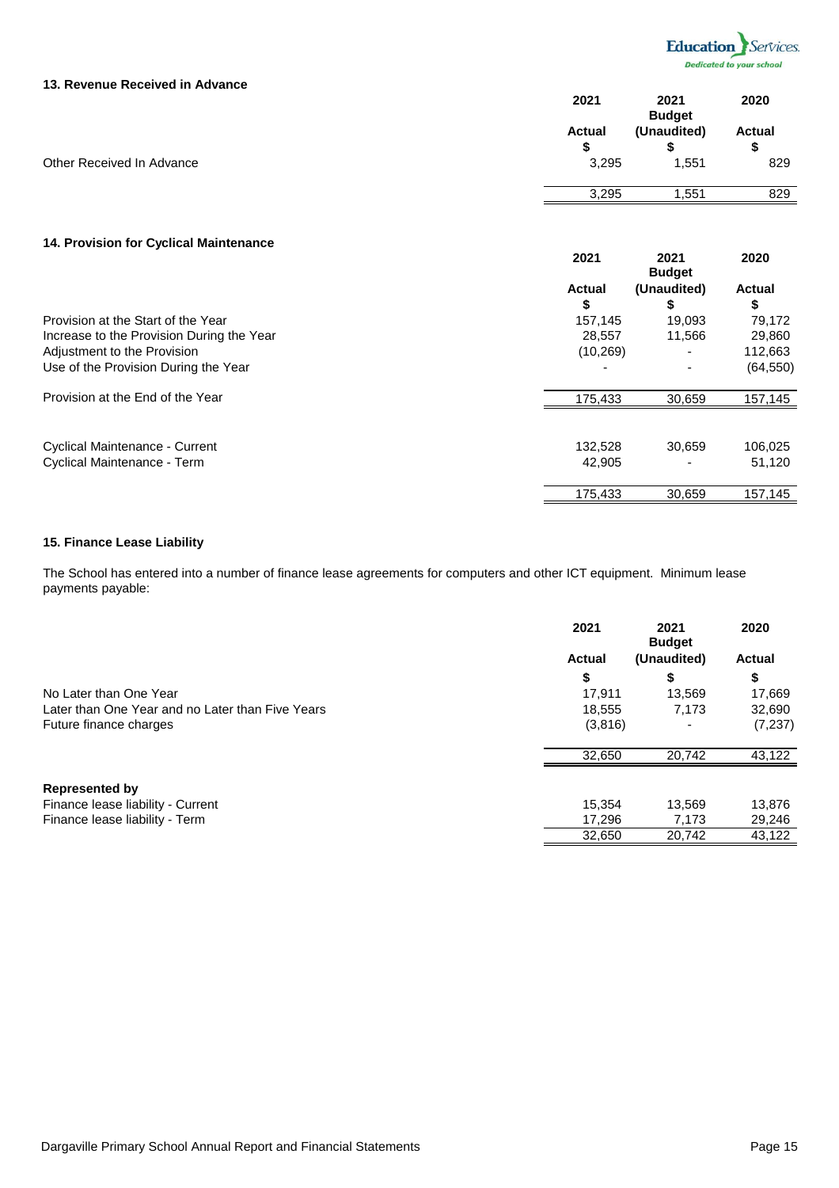## 13. Revenue Received in Advance

| | 2021 Actual $ | 2021 Budget (Unaudited) $ | 2020 Actual $ |
|---|---|---|---|
| Other Received In Advance | 3,295 | 1,551 | 829 |
| | 3,295 | 1,551 | 829 |

## 14. Provision for Cyclical Maintenance

| | 2021 Actual $ | 2021 Budget (Unaudited) $ | 2020 Actual $ |
|---|---|---|---|
| Provision at the Start of the Year | 157,145 | 19,093 | 79,172 |
| Increase to the Provision During the Year | 28,557 | 11,566 | 29,860 |
| Adjustment to the Provision | (10,269) | - | 112,663 |
| Use of the Provision During the Year | - | - | (64,550) |
| Provision at the End of the Year | 175,433 | 30,659 | 157,145 |
| | | | |
| Cyclical Maintenance - Current | 132,528 | 30,659 | 106,025 |
| Cyclical Maintenance - Term | 42,905 | - | 51,120 |
| | 175,433 | 30,659 | 157,145 |

## 15. Finance Lease Liability

The School has entered into a number of finance lease agreements for computers and other ICT equipment. Minimum lease payments payable:

| | 2021 Actual $ | 2021 Budget (Unaudited) $ | 2020 Actual $ |
|---|---|---|---|
| No Later than One Year | 17,911 | 13,569 | 17,669 |
| Later than One Year and no Later than Five Years | 18,555 | 7,173 | 32,690 |
| Future finance charges | (3,816) | - | (7,237) |
| | 32,650 | 20,742 | 43,122 |
| **Represented by** | | | |
| Finance lease liability - Current | 15,354 | 13,569 | 13,876 |
| Finance lease liability - Term | 17,296 | 7,173 | 29,246 |
| | 32,650 | 20,742 | 43,122 |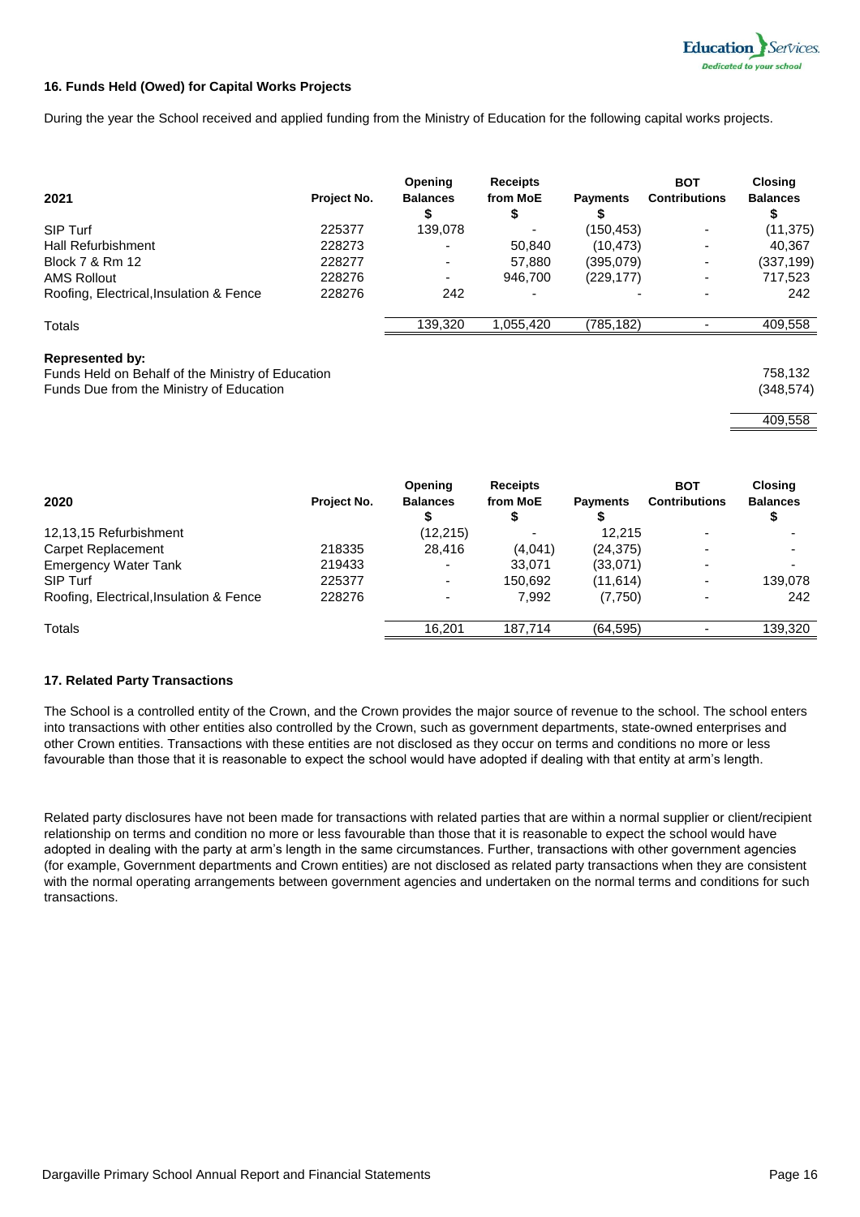## 16. Funds Held (Owed) for Capital Works Projects

During the year the School received and applied funding from the Ministry of Education for the following capital works projects.

| 2021 | Project No. | Opening Balances $ | Receipts from MoE $ | Payments $ | BOT Contributions | Closing Balances $ |
|---|---|---|---|---|---|---|
| SIP Turf | 225377 | 139,078 | - | (150,453) | - | (11,375) |
| Hall Refurbishment | 228273 | - | 50,840 | (10,473) | - | 40,367 |
| Block 7 & Rm 12 | 228277 | - | 57,880 | (395,079) | - | (337,199) |
| AMS Rollout | 228276 | - | 946,700 | (229,177) | - | 717,523 |
| Roofing, Electrical,Insulation & Fence | 228276 | 242 | - | - | - | 242 |
| Totals | | 139,320 | 1,055,420 | (785,182) | - | 409,558 |

**Represented by:**

| | |
|---|---|
| Funds Held on Behalf of the Ministry of Education | 758,132 |
| Funds Due from the Ministry of Education | (348,574) |
| | 409,558 |

| 2020 | Project No. | Opening Balances $ | Receipts from MoE $ | Payments $ | BOT Contributions | Closing Balances $ |
|---|---|---|---|---|---|---|
| 12,13,15 Refurbishment | | (12,215) | - | 12,215 | - | - |
| Carpet Replacement | 218335 | 28,416 | (4,041) | (24,375) | - | - |
| Emergency Water Tank | 219433 | - | 33,071 | (33,071) | - | - |
| SIP Turf | 225377 | - | 150,692 | (11,614) | - | 139,078 |
| Roofing, Electrical,Insulation & Fence | 228276 | - | 7,992 | (7,750) | - | 242 |
| Totals | | 16,201 | 187,714 | (64,595) | - | 139,320 |

## 17. Related Party Transactions

The School is a controlled entity of the Crown, and the Crown provides the major source of revenue to the school. The school enters into transactions with other entities also controlled by the Crown, such as government departments, state-owned enterprises and other Crown entities. Transactions with these entities are not disclosed as they occur on terms and conditions no more or less favourable than those that it is reasonable to expect the school would have adopted if dealing with that entity at arm's length.

Related party disclosures have not been made for transactions with related parties that are within a normal supplier or client/recipient relationship on terms and condition no more or less favourable than those that it is reasonable to expect the school would have adopted in dealing with the party at arm's length in the same circumstances. Further, transactions with other government agencies (for example, Government departments and Crown entities) are not disclosed as related party transactions when they are consistent with the normal operating arrangements between government agencies and undertaken on the normal terms and conditions for such transactions.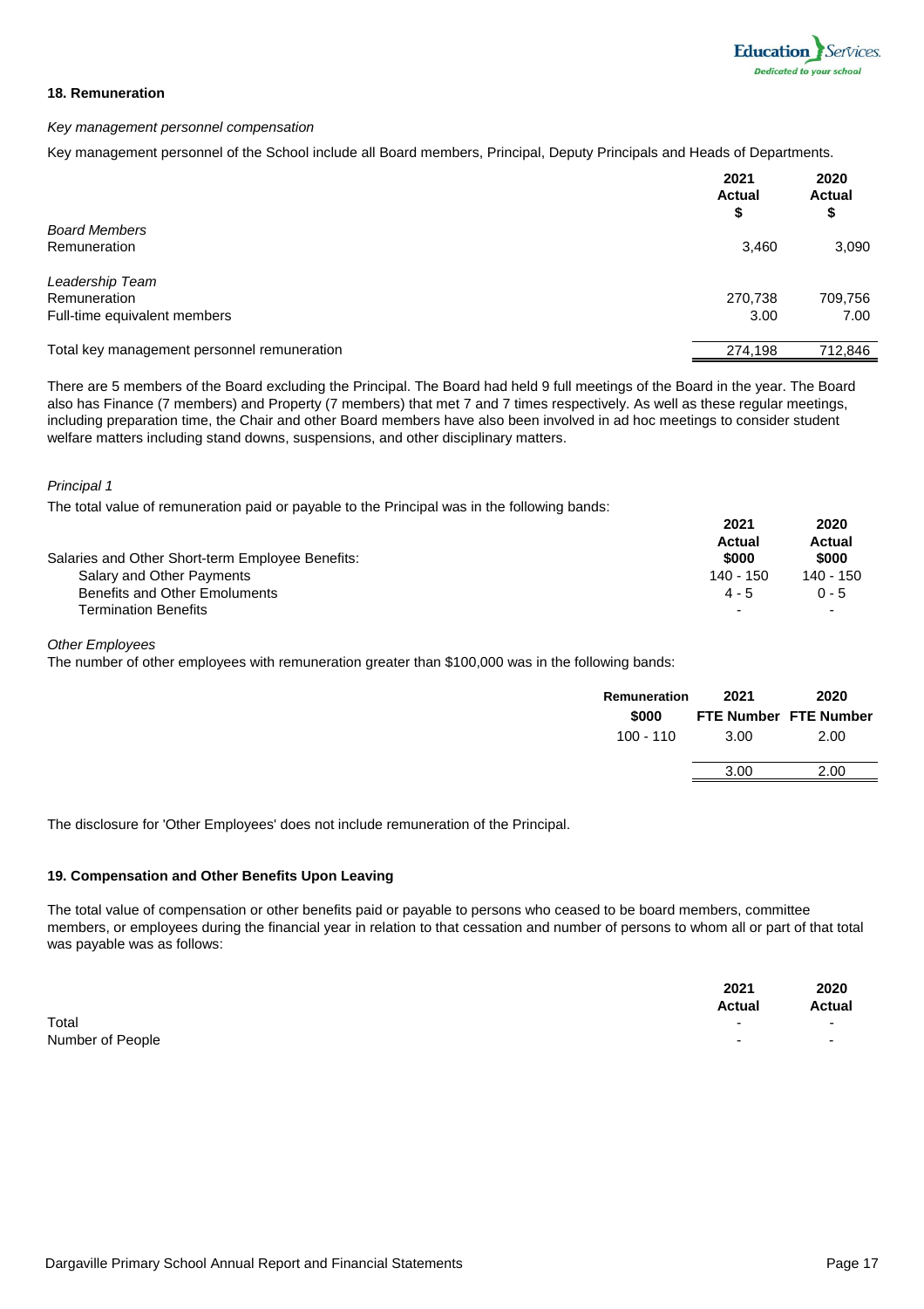## 18. Remuneration

*Key management personnel compensation*

Key management personnel of the School include all Board members, Principal, Deputy Principals and Heads of Departments.

| | 2021 Actual $ | 2020 Actual $ |
|---|---|---|
| *Board Members* | | |
| Remuneration | 3,460 | 3,090 |
| | | |
| *Leadership Team* | | |
| Remuneration | 270,738 | 709,756 |
| Full-time equivalent members | 3.00 | 7.00 |
| | | |
| Total key management personnel remuneration | 274,198 | 712,846 |

There are 5 members of the Board excluding the Principal. The Board had held 9 full meetings of the Board in the year. The Board also has Finance (7 members) and Property (7 members) that met 7 and 7 times respectively. As well as these regular meetings, including preparation time, the Chair and other Board members have also been involved in ad hoc meetings to consider student welfare matters including stand downs, suspensions, and other disciplinary matters.

*Principal 1*

The total value of remuneration paid or payable to the Principal was in the following bands:

| Salaries and Other Short-term Employee Benefits: | 2021 Actual $000 | 2020 Actual $000 |
|---|---|---|
| Salary and Other Payments | 140 - 150 | 140 - 150 |
| Benefits and Other Emoluments | 4 - 5 | 0 - 5 |
| Termination Benefits | - | - |

*Other Employees*

The number of other employees with remuneration greater than $100,000 was in the following bands:

| Remuneration $000 | 2021 FTE Number | 2020 FTE Number |
|---|---|---|
| 100 - 110 | 3.00 | 2.00 |
| | 3.00 | 2.00 |

The disclosure for 'Other Employees' does not include remuneration of the Principal.

## 19. Compensation and Other Benefits Upon Leaving

The total value of compensation or other benefits paid or payable to persons who ceased to be board members, committee members, or employees during the financial year in relation to that cessation and number of persons to whom all or part of that total was payable was as follows:

| | 2021 Actual | 2020 Actual |
|---|---|---|
| Total | - | - |
| Number of People | - | - |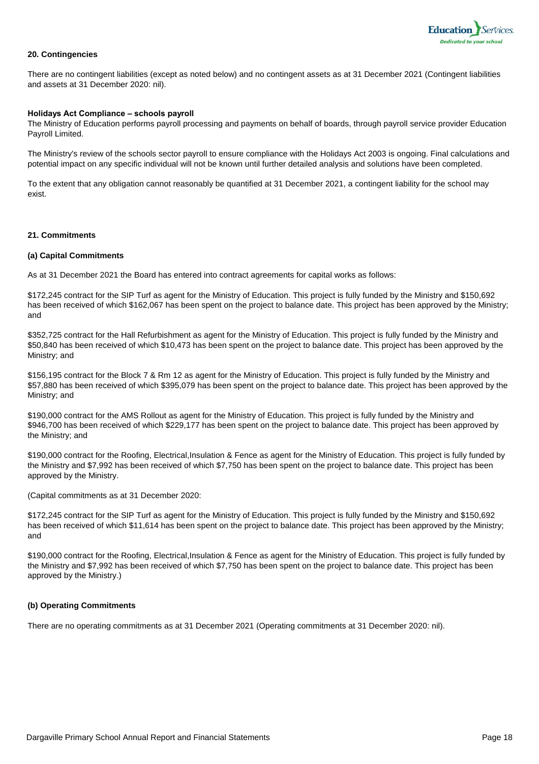## 20. Contingencies

There are no contingent liabilities (except as noted below) and no contingent assets as at 31 December 2021 (Contingent liabilities and assets at 31 December 2020: nil).

**Holidays Act Compliance – schools payroll**

The Ministry of Education performs payroll processing and payments on behalf of boards, through payroll service provider Education Payroll Limited.

The Ministry's review of the schools sector payroll to ensure compliance with the Holidays Act 2003 is ongoing. Final calculations and potential impact on any specific individual will not be known until further detailed analysis and solutions have been completed.

To the extent that any obligation cannot reasonably be quantified at 31 December 2021, a contingent liability for the school may exist.

## 21. Commitments

### (a) Capital Commitments

As at 31 December 2021 the Board has entered into contract agreements for capital works as follows:

$172,245 contract for the SIP Turf as agent for the Ministry of Education. This project is fully funded by the Ministry and $150,692 has been received of which $162,067 has been spent on the project to balance date. This project has been approved by the Ministry; and

$352,725 contract for the Hall Refurbishment as agent for the Ministry of Education. This project is fully funded by the Ministry and $50,840 has been received of which $10,473 has been spent on the project to balance date. This project has been approved by the Ministry; and

$156,195 contract for the Block 7 & Rm 12 as agent for the Ministry of Education. This project is fully funded by the Ministry and $57,880 has been received of which $395,079 has been spent on the project to balance date. This project has been approved by the Ministry; and

$190,000 contract for the AMS Rollout as agent for the Ministry of Education. This project is fully funded by the Ministry and $946,700 has been received of which $229,177 has been spent on the project to balance date. This project has been approved by the Ministry; and

$190,000 contract for the Roofing, Electrical,Insulation & Fence as agent for the Ministry of Education. This project is fully funded by the Ministry and $7,992 has been received of which $7,750 has been spent on the project to balance date. This project has been approved by the Ministry.

(Capital commitments as at 31 December 2020:

$172,245 contract for the SIP Turf as agent for the Ministry of Education. This project is fully funded by the Ministry and $150,692 has been received of which $11,614 has been spent on the project to balance date. This project has been approved by the Ministry; and

$190,000 contract for the Roofing, Electrical,Insulation & Fence as agent for the Ministry of Education. This project is fully funded by the Ministry and $7,992 has been received of which $7,750 has been spent on the project to balance date. This project has been approved by the Ministry.)

### (b) Operating Commitments

There are no operating commitments as at 31 December 2021 (Operating commitments at 31 December 2020: nil).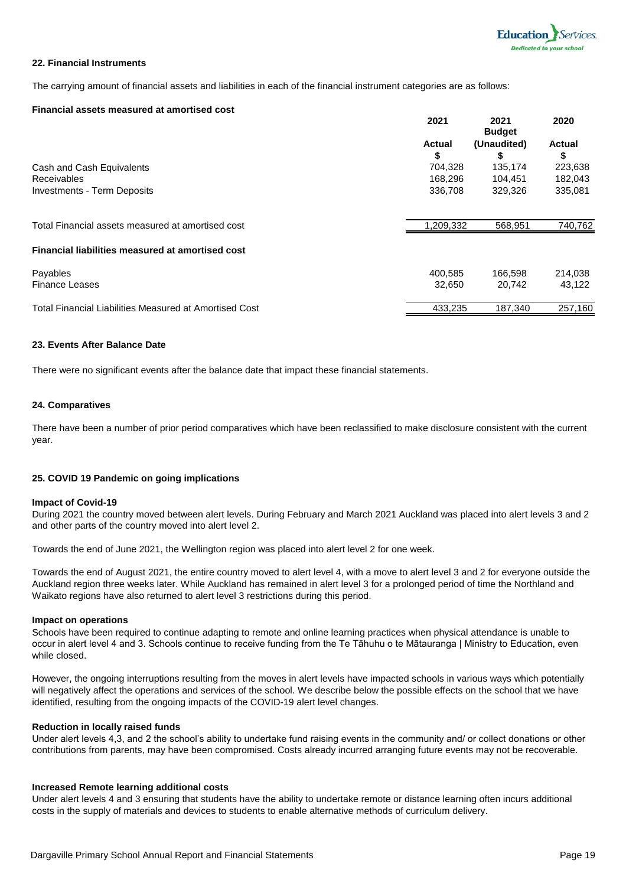### 22. Financial Instruments

The carrying amount of financial assets and liabilities in each of the financial instrument categories are as follows:

| **Financial assets measured at amortised cost** | **2021** | **2021 Budget** | **2020** |
|---|---|---|---|
| | **Actual** | **(Unaudited)** | **Actual** |
| | **$** | **$** | **$** |
| Cash and Cash Equivalents | 704,328 | 135,174 | 223,638 |
| Receivables | 168,296 | 104,451 | 182,043 |
| Investments - Term Deposits | 336,708 | 329,326 | 335,081 |
| Total Financial assets measured at amortised cost | 1,209,332 | 568,951 | 740,762 |
| **Financial liabilities measured at amortised cost** | | | |
| Payables | 400,585 | 166,598 | 214,038 |
| Finance Leases | 32,650 | 20,742 | 43,122 |
| Total Financial Liabilities Measured at Amortised Cost | 433,235 | 187,340 | 257,160 |

### 23. Events After Balance Date

There were no significant events after the balance date that impact these financial statements.

### 24. Comparatives

There have been a number of prior period comparatives which have been reclassified to make disclosure consistent with the current year.

### 25. COVID 19 Pandemic on going implications

**Impact of Covid-19**

During 2021 the country moved between alert levels. During February and March 2021 Auckland was placed into alert levels 3 and 2 and other parts of the country moved into alert level 2.

Towards the end of June 2021, the Wellington region was placed into alert level 2 for one week.

Towards the end of August 2021, the entire country moved to alert level 4, with a move to alert level 3 and 2 for everyone outside the Auckland region three weeks later. While Auckland has remained in alert level 3 for a prolonged period of time the Northland and Waikato regions have also returned to alert level 3 restrictions during this period.

**Impact on operations**

Schools have been required to continue adapting to remote and online learning practices when physical attendance is unable to occur in alert level 4 and 3. Schools continue to receive funding from the Te Tāhuhu o te Mātauranga | Ministry to Education, even while closed.

However, the ongoing interruptions resulting from the moves in alert levels have impacted schools in various ways which potentially will negatively affect the operations and services of the school. We describe below the possible effects on the school that we have identified, resulting from the ongoing impacts of the COVID-19 alert level changes.

**Reduction in locally raised funds**

Under alert levels 4,3, and 2 the school's ability to undertake fund raising events in the community and/ or collect donations or other contributions from parents, may have been compromised. Costs already incurred arranging future events may not be recoverable.

**Increased Remote learning additional costs**

Under alert levels 4 and 3 ensuring that students have the ability to undertake remote or distance learning often incurs additional costs in the supply of materials and devices to students to enable alternative methods of curriculum delivery.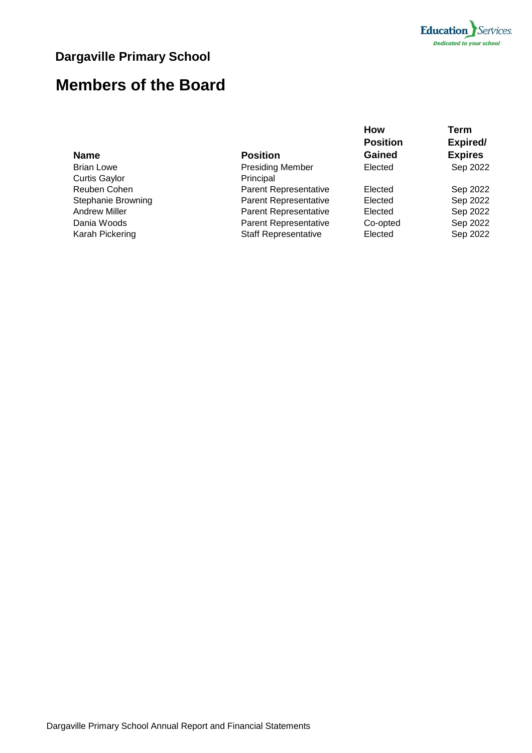## Dargaville Primary School

# Members of the Board

| Name | Position | How Position Gained | Term Expired/ Expires |
|---|---|---|---|
| Brian Lowe | Presiding Member | Elected | Sep 2022 |
| Curtis Gaylor | Principal | | |
| Reuben Cohen | Parent Representative | Elected | Sep 2022 |
| Stephanie Browning | Parent Representative | Elected | Sep 2022 |
| Andrew Miller | Parent Representative | Elected | Sep 2022 |
| Dania Woods | Parent Representative | Co-opted | Sep 2022 |
| Karah Pickering | Staff Representative | Elected | Sep 2022 |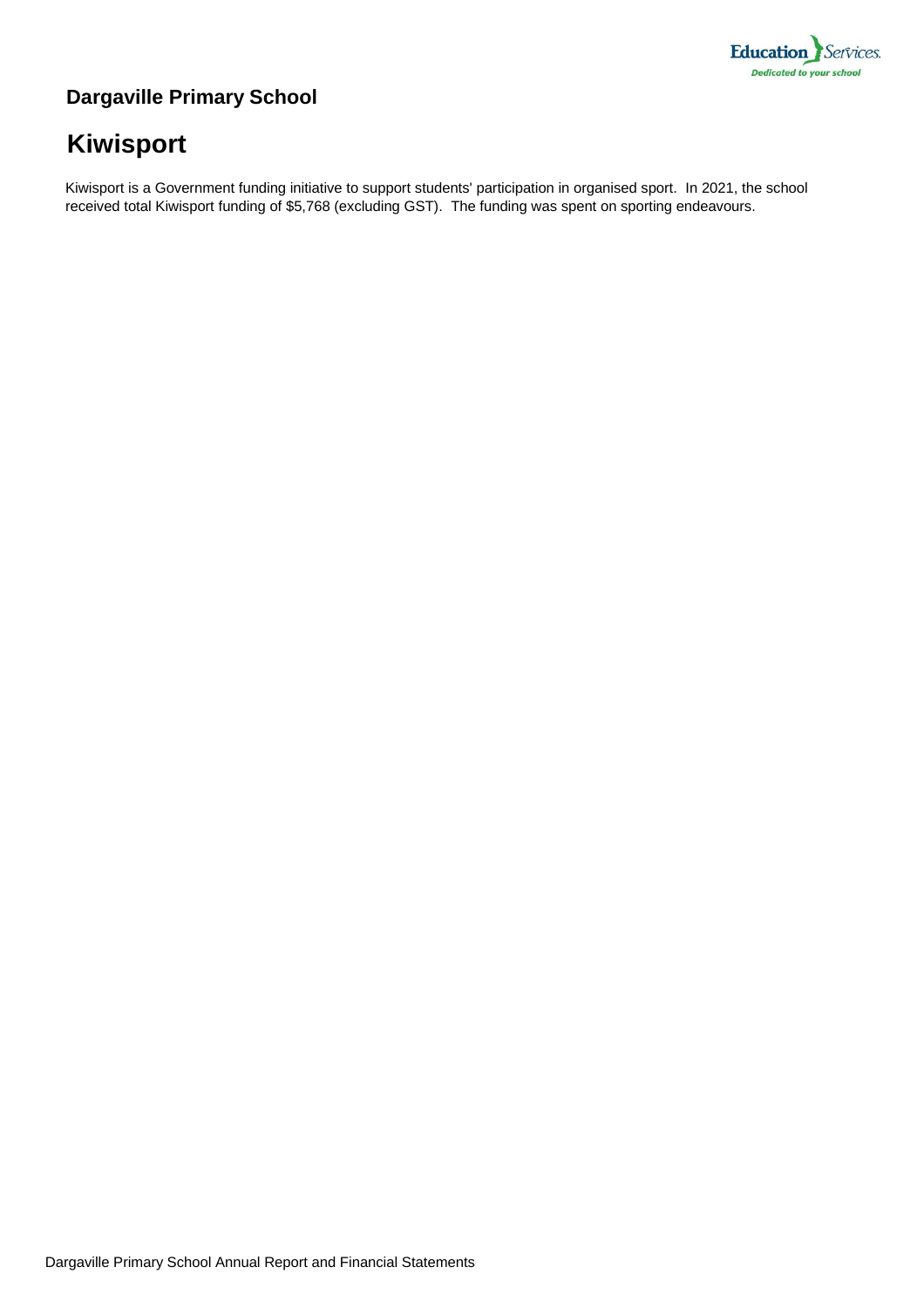**Dargaville Primary School**

# Kiwisport

Kiwisport is a Government funding initiative to support students' participation in organised sport. In 2021, the school received total Kiwisport funding of $5,768 (excluding GST). The funding was spent on sporting endeavours.